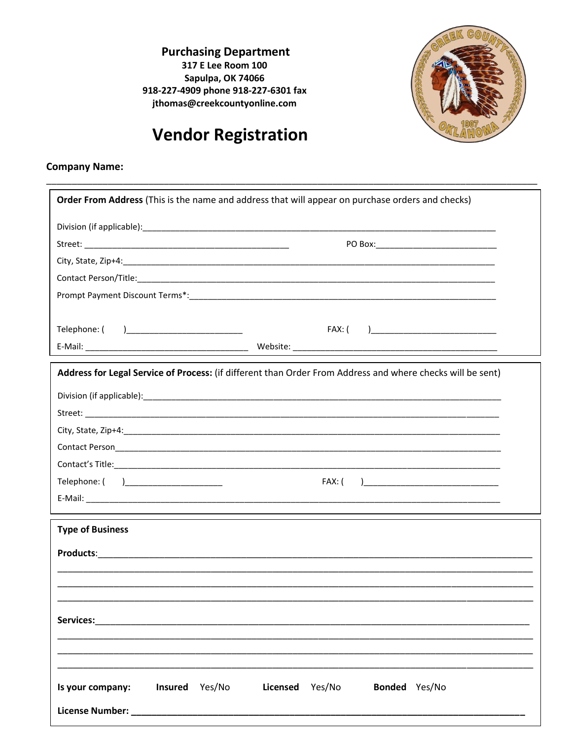**Purchasing Department**
**317 E Lee Room 100**
**Sapulpa, OK 74066**
**918-227-4909 phone 918-227-6301 fax**
**jthomas@creekcountyonline.com**

# Vendor Registration

**Company Name:** ______________________________________________________________________________

**Order From Address** (This is the name and address that will appear on purchase orders and checks)

Division (if applicable):______________________________________________________________

Street: ____________________________________ PO Box:_________________________

City, State, Zip+4:____________________________________________________________________

Contact Person/Title:__________________________________________________________________

Prompt Payment Discount Terms*:_______________________________________________________

Telephone: ( )_______________________ FAX: ( )_________________________

E-Mail: ______________________________ Website: ______________________________________

**Address for Legal Service of Process:** (if different than Order From Address and where checks will be sent)

Division (if applicable):______________________________________________________________

Street: _______________________________________________________________________________

City, State, Zip+4:____________________________________________________________________

Contact Person_________________________________________________________________________

Contact's Title:_______________________________________________________________________

Telephone: ( )____________________ FAX: ( )___________________________

E-Mail: _______________________________________________________________________________

**Type of Business**

**Products**:__________________________________________________________________________

_______________________________________________________________________________________

_______________________________________________________________________________________

_______________________________________________________________________________________

**Services:**__________________________________________________________________________

_______________________________________________________________________________________

_______________________________________________________________________________________

_______________________________________________________________________________________

**Is your company:** **Insured** Yes/No **Licensed** Yes/No **Bonded** Yes/No

**License Number:** ____________________________________________________________________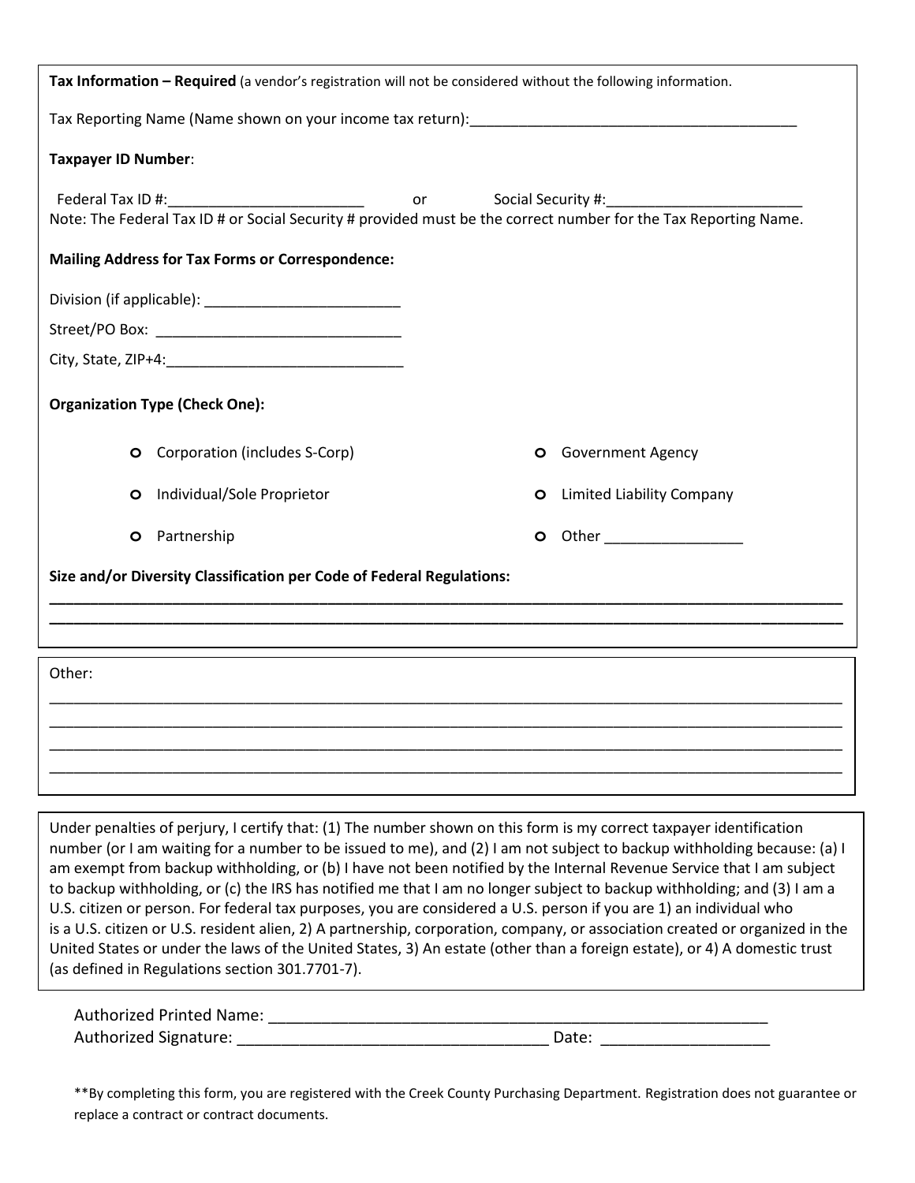**Tax Information – Required** (a vendor's registration will not be considered without the following information.

Tax Reporting Name (Name shown on your income tax return):_________________________________________

**Taxpayer ID Number**:

Federal Tax ID #:________________________ or Social Security #:________________________

Note: The Federal Tax ID # or Social Security # provided must be the correct number for the Tax Reporting Name.

**Mailing Address for Tax Forms or Correspondence:**

Division (if applicable): ________________________

Street/PO Box: ______________________________

City, State, ZIP+4:_____________________________

**Organization Type (Check One):**

- Corporation (includes S-Corp)
- Individual/Sole Proprietor
- Partnership
- Government Agency
- Limited Liability Company
- Other _________________

**Size and/or Diversity Classification per Code of Federal Regulations:**

______________________________________________________________________________________________
______________________________________________________________________________________________

Other:

______________________________________________________________________________________________
______________________________________________________________________________________________
______________________________________________________________________________________________
______________________________________________________________________________________________

Under penalties of perjury, I certify that: (1) The number shown on this form is my correct taxpayer identification number (or I am waiting for a number to be issued to me), and (2) I am not subject to backup withholding because: (a) I am exempt from backup withholding, or (b) I have not been notified by the Internal Revenue Service that I am subject to backup withholding, or (c) the IRS has notified me that I am no longer subject to backup withholding; and (3) I am a U.S. citizen or person. For federal tax purposes, you are considered a U.S. person if you are 1) an individual who is a U.S. citizen or U.S. resident alien, 2) A partnership, corporation, company, or association created or organized in the United States or under the laws of the United States, 3) An estate (other than a foreign estate), or 4) A domestic trust (as defined in Regulations section 301.7701-7).

Authorized Printed Name: ____________________________________________________________

Authorized Signature: ____________________________________ Date: ___________________

**By completing this form, you are registered with the Creek County Purchasing Department. Registration does not guarantee or replace a contract or contract documents.